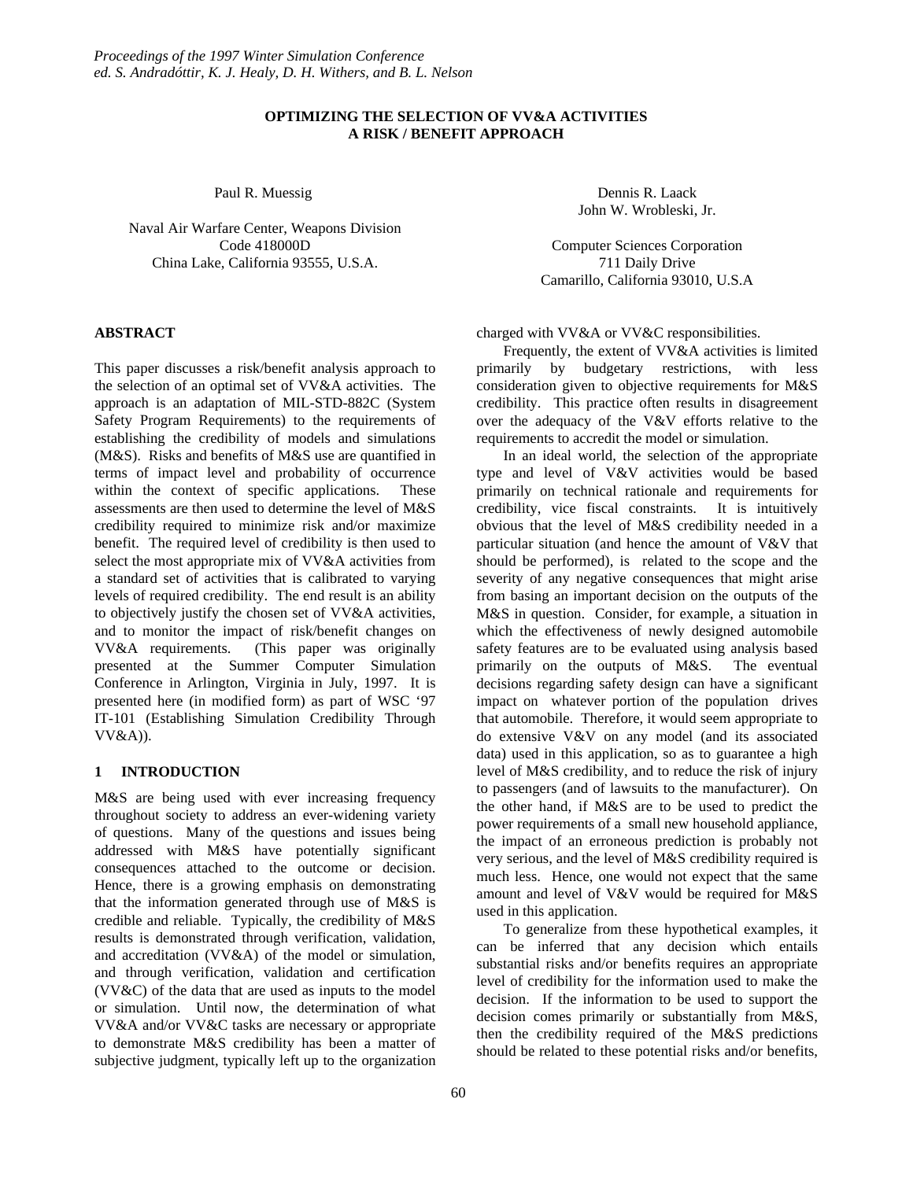*Proceedings of the 1997 Winter Simulation Conference*
*ed. S. Andradóttir, K. J. Healy, D. H. Withers, and B. L. Nelson*

# OPTIMIZING THE SELECTION OF VV&A ACTIVITIES A RISK / BENEFIT APPROACH

Paul R. Muessig

Naval Air Warfare Center, Weapons Division
Code 418000D
China Lake, California 93555, U.S.A.

Dennis R. Laack
John W. Wrobleski, Jr.

Computer Sciences Corporation
711 Daily Drive
Camarillo, California 93010, U.S.A

## ABSTRACT

This paper discusses a risk/benefit analysis approach to the selection of an optimal set of VV&A activities. The approach is an adaptation of MIL-STD-882C (System Safety Program Requirements) to the requirements of establishing the credibility of models and simulations (M&S). Risks and benefits of M&S use are quantified in terms of impact level and probability of occurrence within the context of specific applications. These assessments are then used to determine the level of M&S credibility required to minimize risk and/or maximize benefit. The required level of credibility is then used to select the most appropriate mix of VV&A activities from a standard set of activities that is calibrated to varying levels of required credibility. The end result is an ability to objectively justify the chosen set of VV&A activities, and to monitor the impact of risk/benefit changes on VV&A requirements. (This paper was originally presented at the Summer Computer Simulation Conference in Arlington, Virginia in July, 1997. It is presented here (in modified form) as part of WSC '97 IT-101 (Establishing Simulation Credibility Through VV&A)).

## 1 INTRODUCTION

M&S are being used with ever increasing frequency throughout society to address an ever-widening variety of questions. Many of the questions and issues being addressed with M&S have potentially significant consequences attached to the outcome or decision. Hence, there is a growing emphasis on demonstrating that the information generated through use of M&S is credible and reliable. Typically, the credibility of M&S results is demonstrated through verification, validation, and accreditation (VV&A) of the model or simulation, and through verification, validation and certification (VV&C) of the data that are used as inputs to the model or simulation. Until now, the determination of what VV&A and/or VV&C tasks are necessary or appropriate to demonstrate M&S credibility has been a matter of subjective judgment, typically left up to the organization charged with VV&A or VV&C responsibilities.

Frequently, the extent of VV&A activities is limited primarily by budgetary restrictions, with less consideration given to objective requirements for M&S credibility. This practice often results in disagreement over the adequacy of the V&V efforts relative to the requirements to accredit the model or simulation.

In an ideal world, the selection of the appropriate type and level of V&V activities would be based primarily on technical rationale and requirements for credibility, vice fiscal constraints. It is intuitively obvious that the level of M&S credibility needed in a particular situation (and hence the amount of V&V that should be performed), is related to the scope and the severity of any negative consequences that might arise from basing an important decision on the outputs of the M&S in question. Consider, for example, a situation in which the effectiveness of newly designed automobile safety features are to be evaluated using analysis based primarily on the outputs of M&S. The eventual decisions regarding safety design can have a significant impact on whatever portion of the population drives that automobile. Therefore, it would seem appropriate to do extensive V&V on any model (and its associated data) used in this application, so as to guarantee a high level of M&S credibility, and to reduce the risk of injury to passengers (and of lawsuits to the manufacturer). On the other hand, if M&S are to be used to predict the power requirements of a small new household appliance, the impact of an erroneous prediction is probably not very serious, and the level of M&S credibility required is much less. Hence, one would not expect that the same amount and level of V&V would be required for M&S used in this application.

To generalize from these hypothetical examples, it can be inferred that any decision which entails substantial risks and/or benefits requires an appropriate level of credibility for the information used to make the decision. If the information to be used to support the decision comes primarily or substantially from M&S, then the credibility required of the M&S predictions should be related to these potential risks and/or benefits,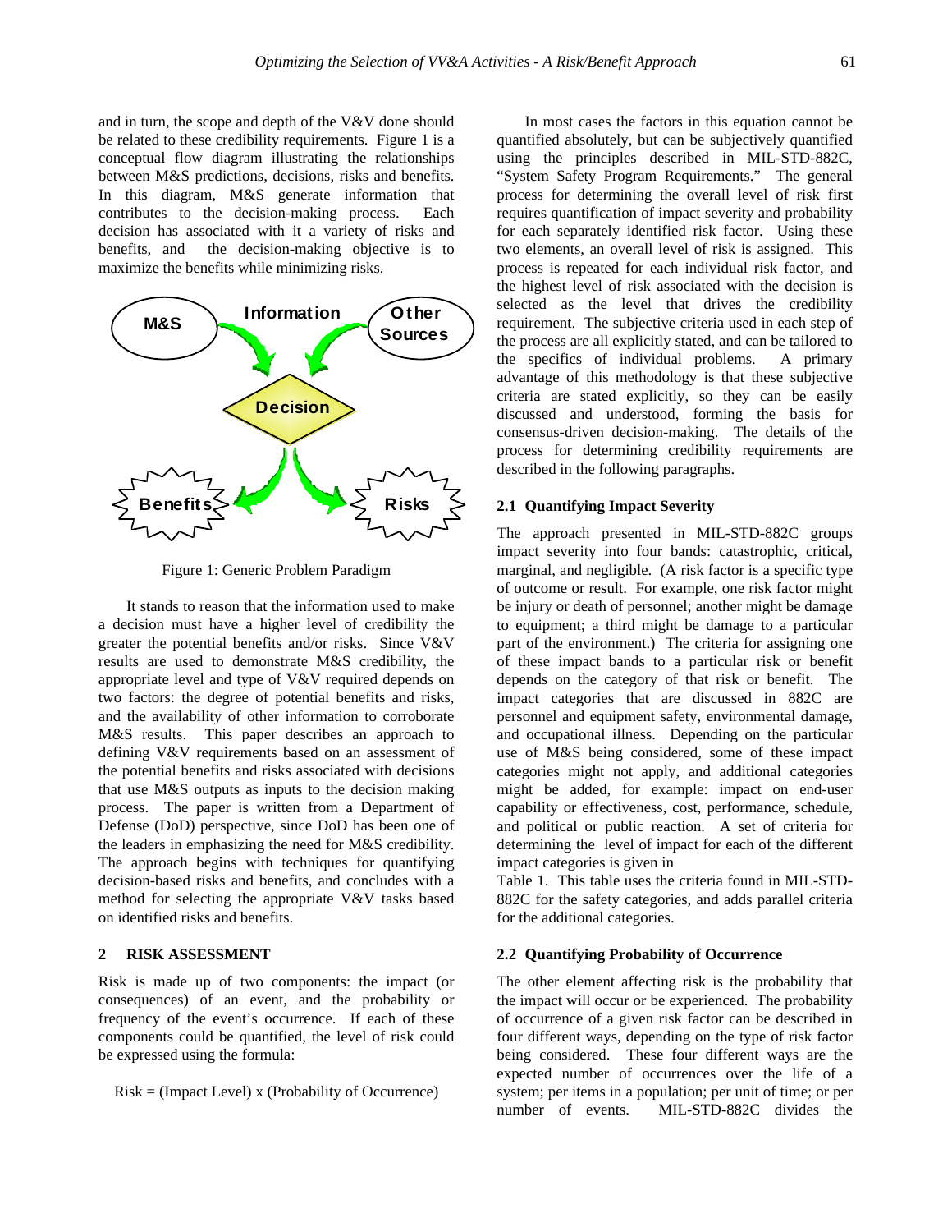and in turn, the scope and depth of the V&V done should be related to these credibility requirements. Figure 1 is a conceptual flow diagram illustrating the relationships between M&S predictions, decisions, risks and benefits. In this diagram, M&S generate information that contributes to the decision-making process. Each decision has associated with it a variety of risks and benefits, and the decision-making objective is to maximize the benefits while minimizing risks.

Figure 1: Generic Problem Paradigm

It stands to reason that the information used to make a decision must have a higher level of credibility the greater the potential benefits and/or risks. Since V&V results are used to demonstrate M&S credibility, the appropriate level and type of V&V required depends on two factors: the degree of potential benefits and risks, and the availability of other information to corroborate M&S results. This paper describes an approach to defining V&V requirements based on an assessment of the potential benefits and risks associated with decisions that use M&S outputs as inputs to the decision making process. The paper is written from a Department of Defense (DoD) perspective, since DoD has been one of the leaders in emphasizing the need for M&S credibility. The approach begins with techniques for quantifying decision-based risks and benefits, and concludes with a method for selecting the appropriate V&V tasks based on identified risks and benefits.

## 2 RISK ASSESSMENT

Risk is made up of two components: the impact (or consequences) of an event, and the probability or frequency of the event's occurrence. If each of these components could be quantified, the level of risk could be expressed using the formula:

$$\text{Risk} = (\text{Impact Level}) \times (\text{Probability of Occurrence})$$

In most cases the factors in this equation cannot be quantified absolutely, but can be subjectively quantified using the principles described in MIL-STD-882C, "System Safety Program Requirements." The general process for determining the overall level of risk first requires quantification of impact severity and probability for each separately identified risk factor. Using these two elements, an overall level of risk is assigned. This process is repeated for each individual risk factor, and the highest level of risk associated with the decision is selected as the level that drives the credibility requirement. The subjective criteria used in each step of the process are all explicitly stated, and can be tailored to the specifics of individual problems. A primary advantage of this methodology is that these subjective criteria are stated explicitly, so they can be easily discussed and understood, forming the basis for consensus-driven decision-making. The details of the process for determining credibility requirements are described in the following paragraphs.

### 2.1 Quantifying Impact Severity

The approach presented in MIL-STD-882C groups impact severity into four bands: catastrophic, critical, marginal, and negligible. (A risk factor is a specific type of outcome or result. For example, one risk factor might be injury or death of personnel; another might be damage to equipment; a third might be damage to a particular part of the environment.) The criteria for assigning one of these impact bands to a particular risk or benefit depends on the category of that risk or benefit. The impact categories that are discussed in 882C are personnel and equipment safety, environmental damage, and occupational illness. Depending on the particular use of M&S being considered, some of these impact categories might not apply, and additional categories might be added, for example: impact on end-user capability or effectiveness, cost, performance, schedule, and political or public reaction. A set of criteria for determining the level of impact for each of the different impact categories is given in Table 1. This table uses the criteria found in MIL-STD-882C for the safety categories, and adds parallel criteria for the additional categories.

### 2.2 Quantifying Probability of Occurrence

The other element affecting risk is the probability that the impact will occur or be experienced. The probability of occurrence of a given risk factor can be described in four different ways, depending on the type of risk factor being considered. These four different ways are the expected number of occurrences over the life of a system; per items in a population; per unit of time; or per number of events. MIL-STD-882C divides the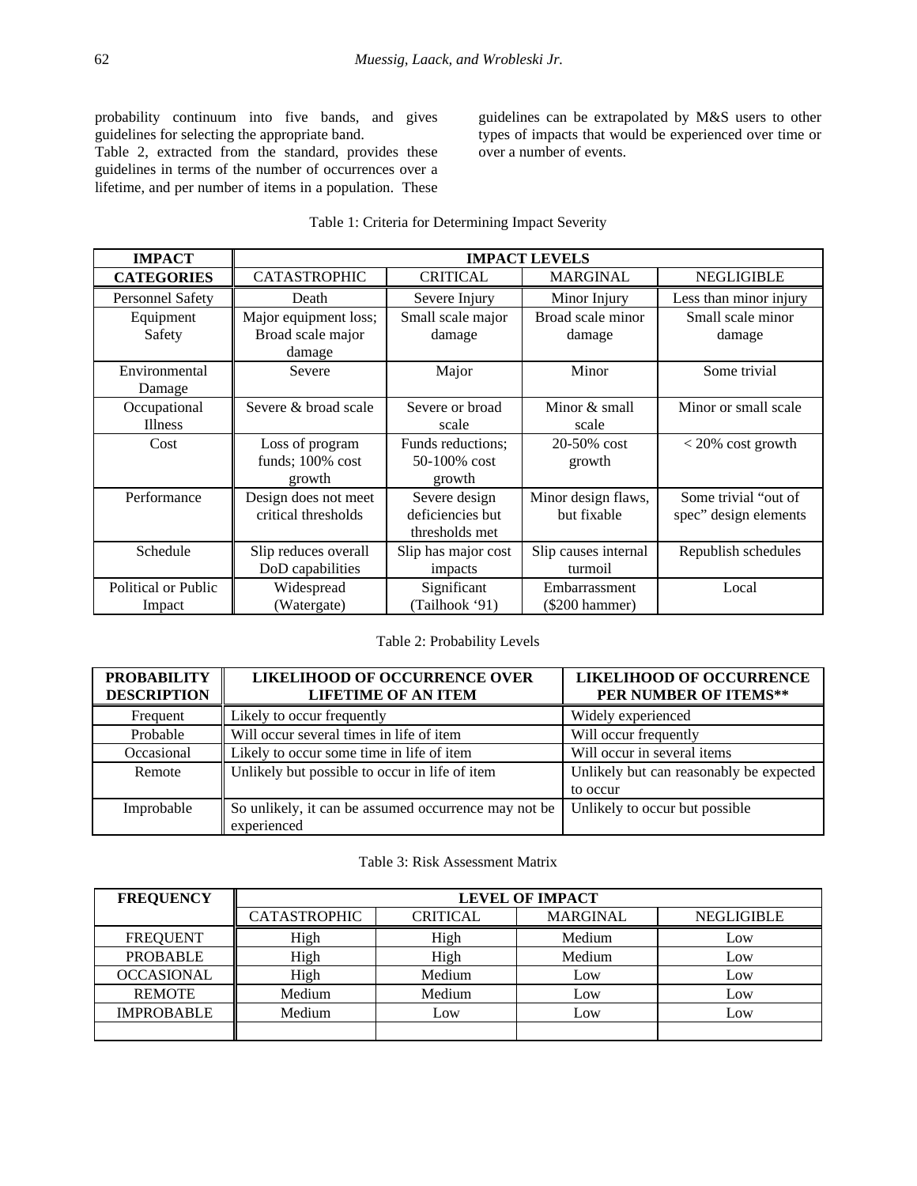probability continuum into five bands, and gives guidelines for selecting the appropriate band.

Table 2, extracted from the standard, provides these guidelines in terms of the number of occurrences over a lifetime, and per number of items in a population. These guidelines can be extrapolated by M&S users to other types of impacts that would be experienced over time or over a number of events.

Table 1: Criteria for Determining Impact Severity

| IMPACT CATEGORIES | IMPACT LEVELS | | | |
|---|---|---|---|---|
| | CATASTROPHIC | CRITICAL | MARGINAL | NEGLIGIBLE |
| Personnel Safety | Death | Severe Injury | Minor Injury | Less than minor injury |
| Equipment Safety | Major equipment loss; Broad scale major damage | Small scale major damage | Broad scale minor damage | Small scale minor damage |
| Environmental Damage | Severe | Major | Minor | Some trivial |
| Occupational Illness | Severe & broad scale | Severe or broad scale | Minor & small scale | Minor or small scale |
| Cost | Loss of program funds; 100% cost growth | Funds reductions; 50-100% cost growth | 20-50% cost growth | < 20% cost growth |
| Performance | Design does not meet critical thresholds | Severe design deficiencies but thresholds met | Minor design flaws, but fixable | Some trivial "out of spec" design elements |
| Schedule | Slip reduces overall DoD capabilities | Slip has major cost impacts | Slip causes internal turmoil | Republish schedules |
| Political or Public Impact | Widespread (Watergate) | Significant (Tailhook '91) | Embarrassment ($200 hammer) | Local |

Table 2: Probability Levels

| PROBABILITY DESCRIPTION | LIKELIHOOD OF OCCURRENCE OVER LIFETIME OF AN ITEM | LIKELIHOOD OF OCCURRENCE PER NUMBER OF ITEMS** |
|---|---|---|
| Frequent | Likely to occur frequently | Widely experienced |
| Probable | Will occur several times in life of item | Will occur frequently |
| Occasional | Likely to occur some time in life of item | Will occur in several items |
| Remote | Unlikely but possible to occur in life of item | Unlikely but can reasonably be expected to occur |
| Improbable | So unlikely, it can be assumed occurrence may not be experienced | Unlikely to occur but possible |

Table 3: Risk Assessment Matrix

| FREQUENCY | LEVEL OF IMPACT | | | |
|---|---|---|---|---|
| | CATASTROPHIC | CRITICAL | MARGINAL | NEGLIGIBLE |
| FREQUENT | High | High | Medium | Low |
| PROBABLE | High | High | Medium | Low |
| OCCASIONAL | High | Medium | Low | Low |
| REMOTE | Medium | Medium | Low | Low |
| IMPROBABLE | Medium | Low | Low | Low |
| | | | | |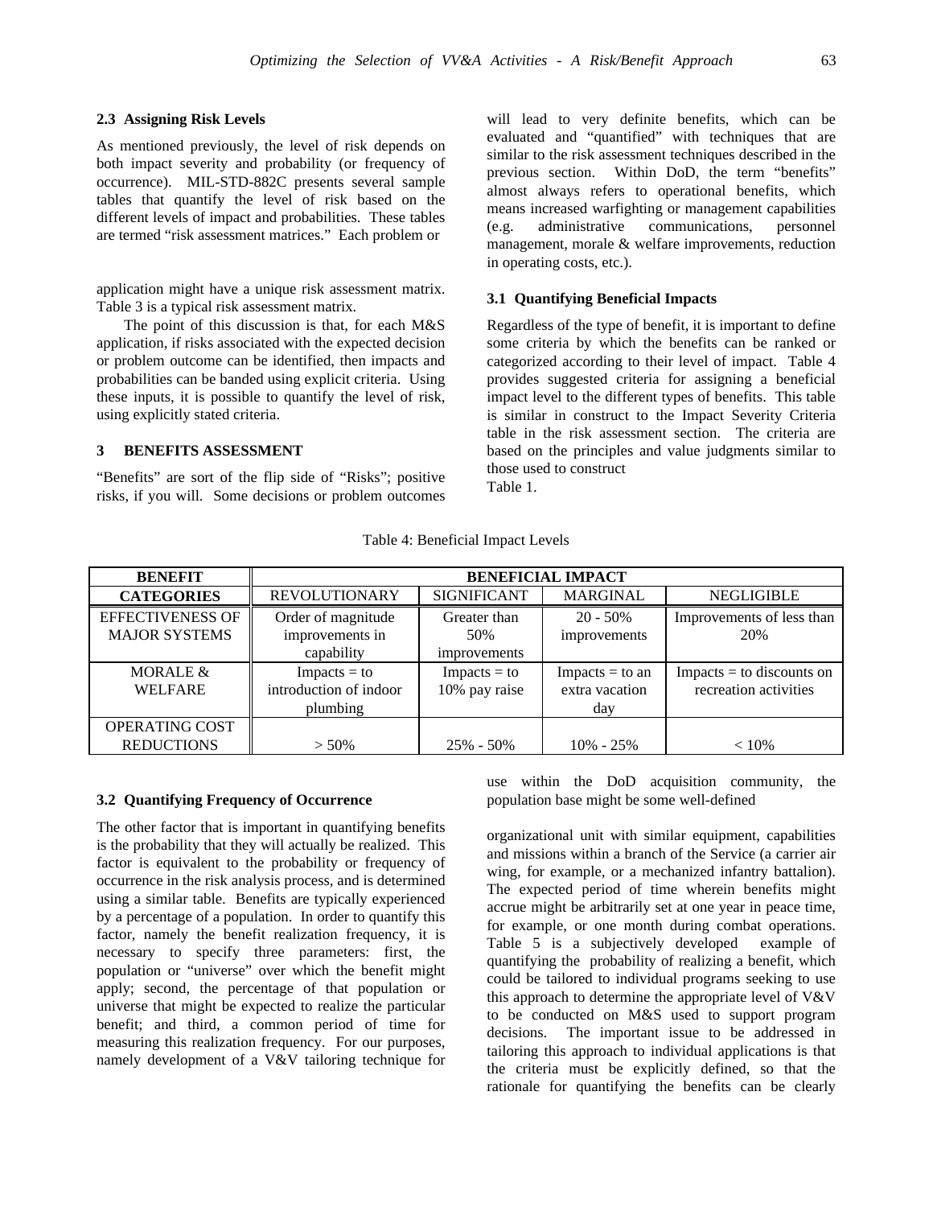### 2.3 Assigning Risk Levels

As mentioned previously, the level of risk depends on both impact severity and probability (or frequency of occurrence). MIL-STD-882C presents several sample tables that quantify the level of risk based on the different levels of impact and probabilities. These tables are termed "risk assessment matrices." Each problem or application might have a unique risk assessment matrix. Table 3 is a typical risk assessment matrix.

The point of this discussion is that, for each M&S application, if risks associated with the expected decision or problem outcome can be identified, then impacts and probabilities can be banded using explicit criteria. Using these inputs, it is possible to quantify the level of risk, using explicitly stated criteria.

## 3 BENEFITS ASSESSMENT

"Benefits" are sort of the flip side of "Risks"; positive risks, if you will. Some decisions or problem outcomes will lead to very definite benefits, which can be evaluated and "quantified" with techniques that are similar to the risk assessment techniques described in the previous section. Within DoD, the term "benefits" almost always refers to operational benefits, which means increased warfighting or management capabilities (e.g. administrative communications, personnel management, morale & welfare improvements, reduction in operating costs, etc.).

### 3.1 Quantifying Beneficial Impacts

Regardless of the type of benefit, it is important to define some criteria by which the benefits can be ranked or categorized according to their level of impact. Table 4 provides suggested criteria for assigning a beneficial impact level to the different types of benefits. This table is similar in construct to the Impact Severity Criteria table in the risk assessment section. The criteria are based on the principles and value judgments similar to those used to construct Table 1.

Table 4: Beneficial Impact Levels

| BENEFIT | BENEFICIAL IMPACT | | | |
|---|---|---|---|---|
| **CATEGORIES** | REVOLUTIONARY | SIGNIFICANT | MARGINAL | NEGLIGIBLE |
| EFFECTIVENESS OF MAJOR SYSTEMS | Order of magnitude improvements in capability | Greater than 50% improvements | 20 - 50% improvements | Improvements of less than 20% |
| MORALE & WELFARE | Impacts = to introduction of indoor plumbing | Impacts = to 10% pay raise | Impacts = to an extra vacation day | Impacts = to discounts on recreation activities |
| OPERATING COST REDUCTIONS | > 50% | 25% - 50% | 10% - 25% | < 10% |

### 3.2 Quantifying Frequency of Occurrence

The other factor that is important in quantifying benefits is the probability that they will actually be realized. This factor is equivalent to the probability or frequency of occurrence in the risk analysis process, and is determined using a similar table. Benefits are typically experienced by a percentage of a population. In order to quantify this factor, namely the benefit realization frequency, it is necessary to specify three parameters: first, the population or "universe" over which the benefit might apply; second, the percentage of that population or universe that might be expected to realize the particular benefit; and third, a common period of time for measuring this realization frequency. For our purposes, namely development of a V&V tailoring technique for use within the DoD acquisition community, the population base might be some well-defined organizational unit with similar equipment, capabilities and missions within a branch of the Service (a carrier air wing, for example, or a mechanized infantry battalion). The expected period of time wherein benefits might accrue might be arbitrarily set at one year in peace time, for example, or one month during combat operations. Table 5 is a subjectively developed example of quantifying the probability of realizing a benefit, which could be tailored to individual programs seeking to use this approach to determine the appropriate level of V&V to be conducted on M&S used to support program decisions. The important issue to be addressed in tailoring this approach to individual applications is that the criteria must be explicitly defined, so that the rationale for quantifying the benefits can be clearly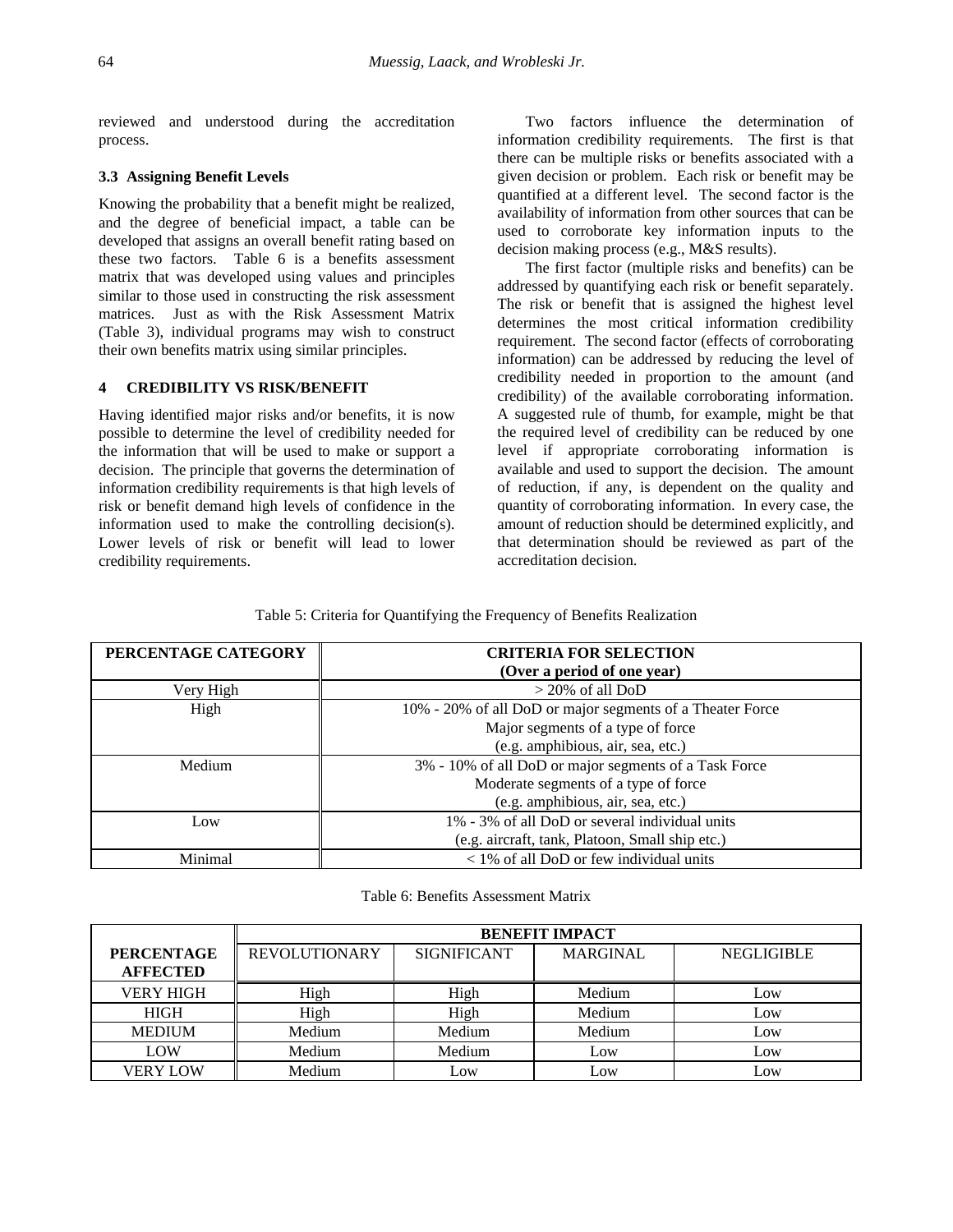reviewed and understood during the accreditation process.

### 3.3 Assigning Benefit Levels

Knowing the probability that a benefit might be realized, and the degree of beneficial impact, a table can be developed that assigns an overall benefit rating based on these two factors. Table 6 is a benefits assessment matrix that was developed using values and principles similar to those used in constructing the risk assessment matrices. Just as with the Risk Assessment Matrix (Table 3), individual programs may wish to construct their own benefits matrix using similar principles.

## 4 CREDIBILITY VS RISK/BENEFIT

Having identified major risks and/or benefits, it is now possible to determine the level of credibility needed for the information that will be used to make or support a decision. The principle that governs the determination of information credibility requirements is that high levels of risk or benefit demand high levels of confidence in the information used to make the controlling decision(s). Lower levels of risk or benefit will lead to lower credibility requirements.

Two factors influence the determination of information credibility requirements. The first is that there can be multiple risks or benefits associated with a given decision or problem. Each risk or benefit may be quantified at a different level. The second factor is the availability of information from other sources that can be used to corroborate key information inputs to the decision making process (e.g., M&S results).

The first factor (multiple risks and benefits) can be addressed by quantifying each risk or benefit separately. The risk or benefit that is assigned the highest level determines the most critical information credibility requirement. The second factor (effects of corroborating information) can be addressed by reducing the level of credibility needed in proportion to the amount (and credibility) of the available corroborating information. A suggested rule of thumb, for example, might be that the required level of credibility can be reduced by one level if appropriate corroborating information is available and used to support the decision. The amount of reduction, if any, is dependent on the quality and quantity of corroborating information. In every case, the amount of reduction should be determined explicitly, and that determination should be reviewed as part of the accreditation decision.

Table 5: Criteria for Quantifying the Frequency of Benefits Realization

| PERCENTAGE CATEGORY | CRITERIA FOR SELECTION (Over a period of one year) |
|---|---|
| Very High | > 20% of all DoD |
| High | 10% - 20% of all DoD or major segments of a Theater Force<br>Major segments of a type of force<br>(e.g. amphibious, air, sea, etc.) |
| Medium | 3% - 10% of all DoD or major segments of a Task Force<br>Moderate segments of a type of force<br>(e.g. amphibious, air, sea, etc.) |
| Low | 1% - 3% of all DoD or several individual units<br>(e.g. aircraft, tank, Platoon, Small ship etc.) |
| Minimal | < 1% of all DoD or few individual units |

Table 6: Benefits Assessment Matrix

| | BENEFIT IMPACT | | | |
|---|---|---|---|---|
| PERCENTAGE AFFECTED | REVOLUTIONARY | SIGNIFICANT | MARGINAL | NEGLIGIBLE |
| VERY HIGH | High | High | Medium | Low |
| HIGH | High | High | Medium | Low |
| MEDIUM | Medium | Medium | Medium | Low |
| LOW | Medium | Medium | Low | Low |
| VERY LOW | Medium | Low | Low | Low |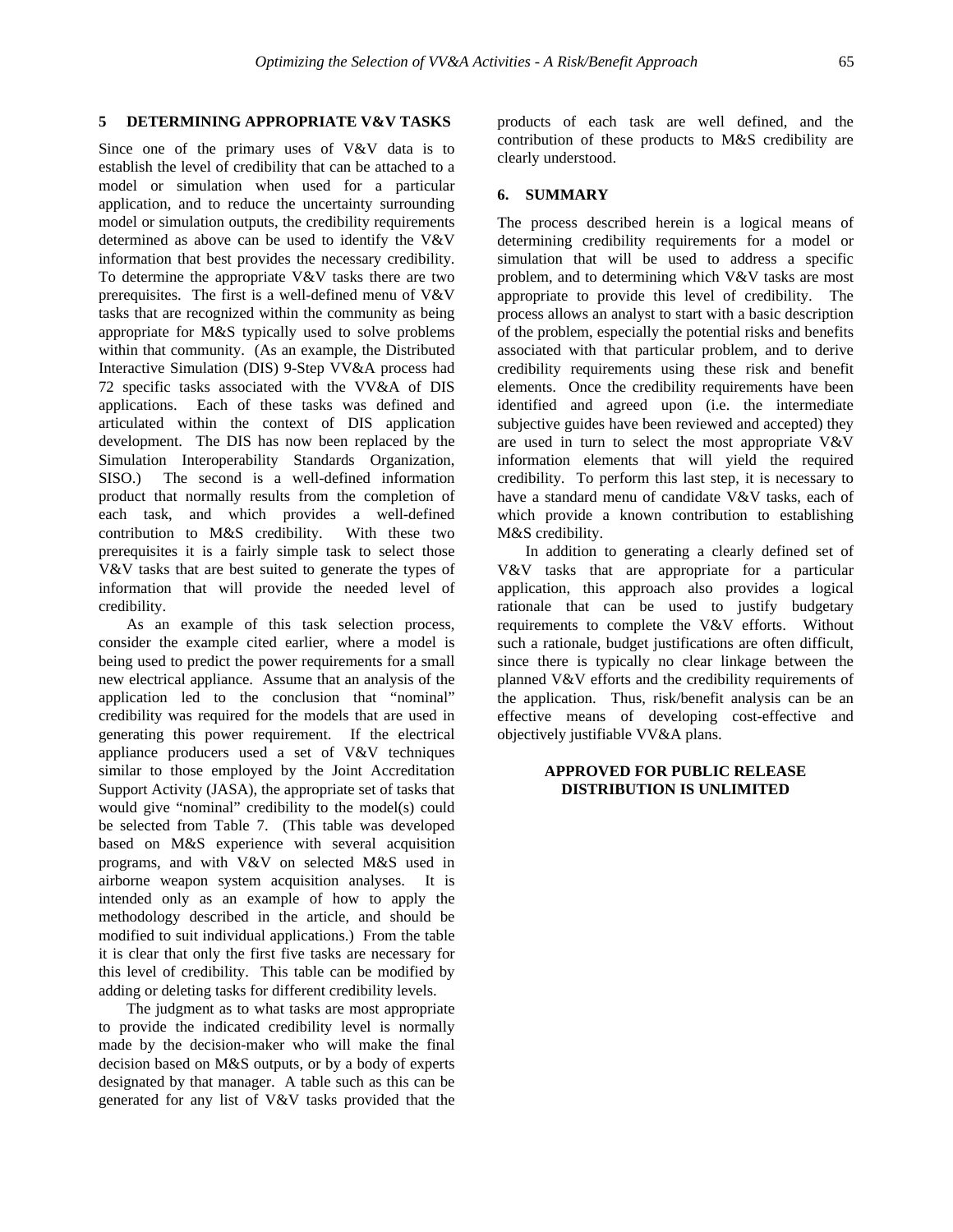## 5 DETERMINING APPROPRIATE V&V TASKS

Since one of the primary uses of V&V data is to establish the level of credibility that can be attached to a model or simulation when used for a particular application, and to reduce the uncertainty surrounding model or simulation outputs, the credibility requirements determined as above can be used to identify the V&V information that best provides the necessary credibility. To determine the appropriate V&V tasks there are two prerequisites. The first is a well-defined menu of V&V tasks that are recognized within the community as being appropriate for M&S typically used to solve problems within that community. (As an example, the Distributed Interactive Simulation (DIS) 9-Step VV&A process had 72 specific tasks associated with the VV&A of DIS applications. Each of these tasks was defined and articulated within the context of DIS application development. The DIS has now been replaced by the Simulation Interoperability Standards Organization, SISO.) The second is a well-defined information product that normally results from the completion of each task, and which provides a well-defined contribution to M&S credibility. With these two prerequisites it is a fairly simple task to select those V&V tasks that are best suited to generate the types of information that will provide the needed level of credibility.

As an example of this task selection process, consider the example cited earlier, where a model is being used to predict the power requirements for a small new electrical appliance. Assume that an analysis of the application led to the conclusion that "nominal" credibility was required for the models that are used in generating this power requirement. If the electrical appliance producers used a set of V&V techniques similar to those employed by the Joint Accreditation Support Activity (JASA), the appropriate set of tasks that would give "nominal" credibility to the model(s) could be selected from Table 7. (This table was developed based on M&S experience with several acquisition programs, and with V&V on selected M&S used in airborne weapon system acquisition analyses. It is intended only as an example of how to apply the methodology described in the article, and should be modified to suit individual applications.) From the table it is clear that only the first five tasks are necessary for this level of credibility. This table can be modified by adding or deleting tasks for different credibility levels.

The judgment as to what tasks are most appropriate to provide the indicated credibility level is normally made by the decision-maker who will make the final decision based on M&S outputs, or by a body of experts designated by that manager. A table such as this can be generated for any list of V&V tasks provided that the products of each task are well defined, and the contribution of these products to M&S credibility are clearly understood.

## 6. SUMMARY

The process described herein is a logical means of determining credibility requirements for a model or simulation that will be used to address a specific problem, and to determining which V&V tasks are most appropriate to provide this level of credibility. The process allows an analyst to start with a basic description of the problem, especially the potential risks and benefits associated with that particular problem, and to derive credibility requirements using these risk and benefit elements. Once the credibility requirements have been identified and agreed upon (i.e. the intermediate subjective guides have been reviewed and accepted) they are used in turn to select the most appropriate V&V information elements that will yield the required credibility. To perform this last step, it is necessary to have a standard menu of candidate V&V tasks, each of which provide a known contribution to establishing M&S credibility.

In addition to generating a clearly defined set of V&V tasks that are appropriate for a particular application, this approach also provides a logical rationale that can be used to justify budgetary requirements to complete the V&V efforts. Without such a rationale, budget justifications are often difficult, since there is typically no clear linkage between the planned V&V efforts and the credibility requirements of the application. Thus, risk/benefit analysis can be an effective means of developing cost-effective and objectively justifiable VV&A plans.

**APPROVED FOR PUBLIC RELEASE**
**DISTRIBUTION IS UNLIMITED**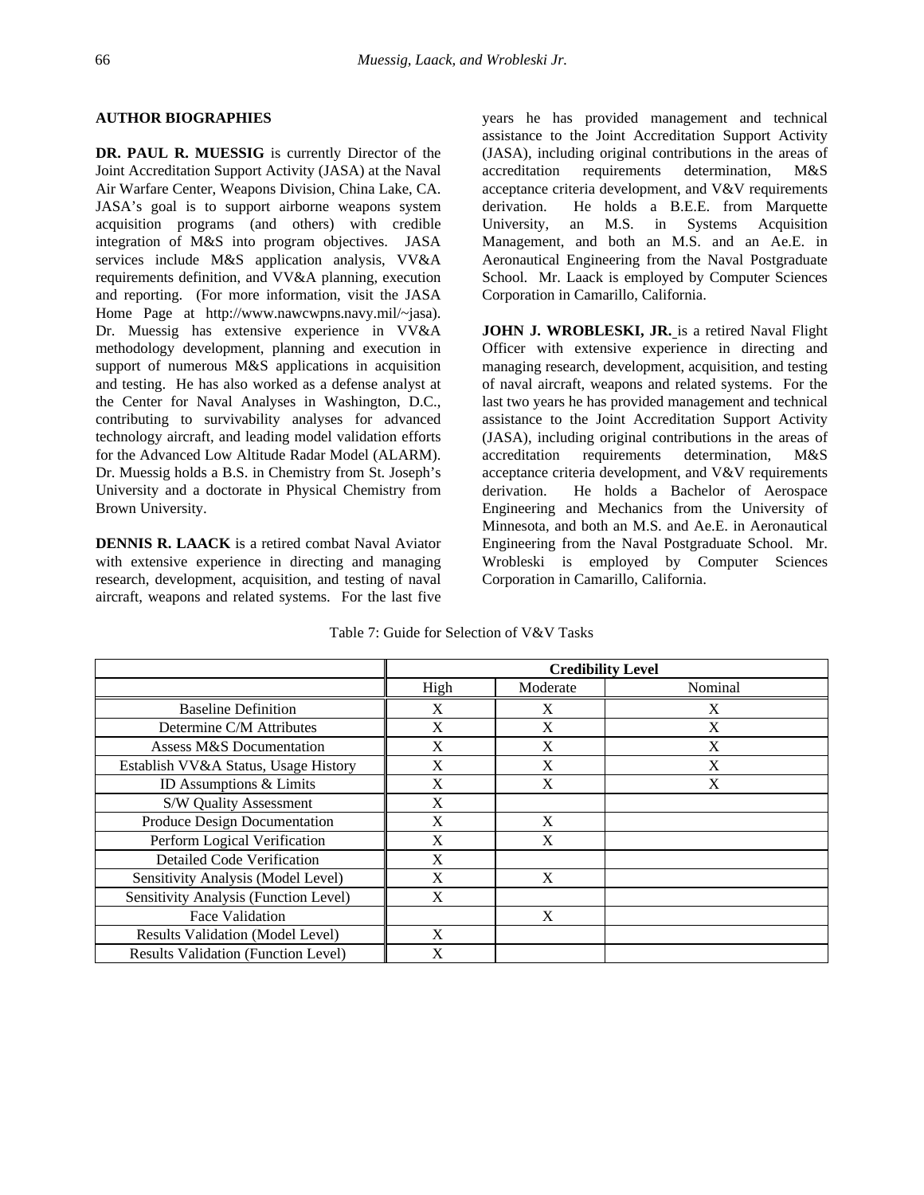## AUTHOR BIOGRAPHIES

**DR. PAUL R. MUESSIG** is currently Director of the Joint Accreditation Support Activity (JASA) at the Naval Air Warfare Center, Weapons Division, China Lake, CA. JASA's goal is to support airborne weapons system acquisition programs (and others) with credible integration of M&S into program objectives. JASA services include M&S application analysis, VV&A requirements definition, and VV&A planning, execution and reporting. (For more information, visit the JASA Home Page at http://www.nawcwpns.navy.mil/~jasa). Dr. Muessig has extensive experience in VV&A methodology development, planning and execution in support of numerous M&S applications in acquisition and testing. He has also worked as a defense analyst at the Center for Naval Analyses in Washington, D.C., contributing to survivability analyses for advanced technology aircraft, and leading model validation efforts for the Advanced Low Altitude Radar Model (ALARM). Dr. Muessig holds a B.S. in Chemistry from St. Joseph's University and a doctorate in Physical Chemistry from Brown University.

**DENNIS R. LAACK** is a retired combat Naval Aviator with extensive experience in directing and managing research, development, acquisition, and testing of naval aircraft, weapons and related systems. For the last five years he has provided management and technical assistance to the Joint Accreditation Support Activity (JASA), including original contributions in the areas of accreditation requirements determination, M&S acceptance criteria development, and V&V requirements derivation. He holds a B.E.E. from Marquette University, an M.S. in Systems Acquisition Management, and both an M.S. and an Ae.E. in Aeronautical Engineering from the Naval Postgraduate School. Mr. Laack is employed by Computer Sciences Corporation in Camarillo, California.

**JOHN J. WROBLESKI, JR.** is a retired Naval Flight Officer with extensive experience in directing and managing research, development, acquisition, and testing of naval aircraft, weapons and related systems. For the last two years he has provided management and technical assistance to the Joint Accreditation Support Activity (JASA), including original contributions in the areas of accreditation requirements determination, M&S acceptance criteria development, and V&V requirements derivation. He holds a Bachelor of Aerospace Engineering and Mechanics from the University of Minnesota, and both an M.S. and Ae.E. in Aeronautical Engineering from the Naval Postgraduate School. Mr. Wrobleski is employed by Computer Sciences Corporation in Camarillo, California.

Table 7: Guide for Selection of V&V Tasks

| | Credibility Level | | |
|---|---|---|---|
| | High | Moderate | Nominal |
| Baseline Definition | X | X | X |
| Determine C/M Attributes | X | X | X |
| Assess M&S Documentation | X | X | X |
| Establish VV&A Status, Usage History | X | X | X |
| ID Assumptions & Limits | X | X | X |
| S/W Quality Assessment | X | | |
| Produce Design Documentation | X | X | |
| Perform Logical Verification | X | X | |
| Detailed Code Verification | X | | |
| Sensitivity Analysis (Model Level) | X | X | |
| Sensitivity Analysis (Function Level) | X | | |
| Face Validation | | X | |
| Results Validation (Model Level) | X | | |
| Results Validation (Function Level) | X | | |